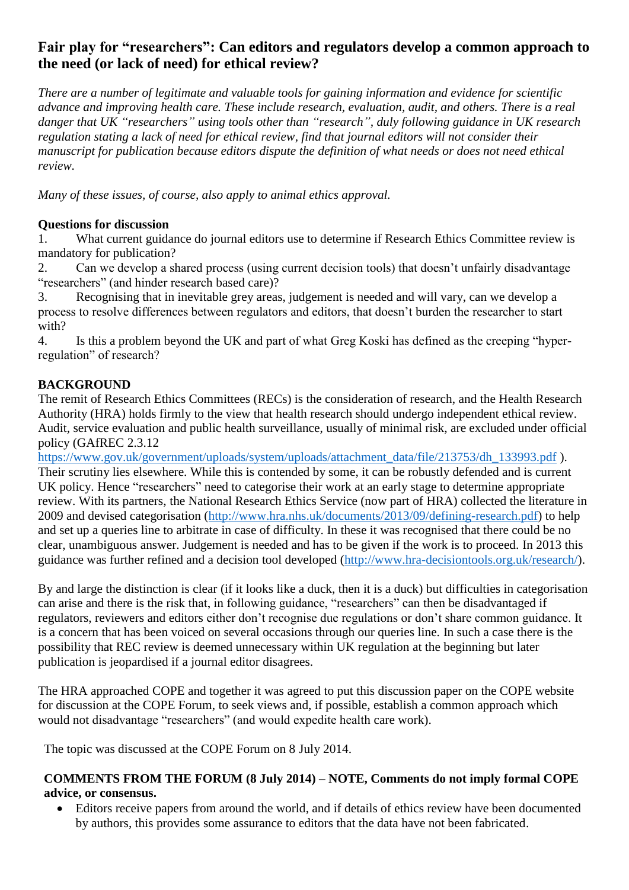# Fair play for "researchers": Can editors and regulators develop a common approach to the need (or lack of need) for ethical review?

*There are a number of legitimate and valuable tools for gaining information and evidence for scientific advance and improving health care. These include research, evaluation, audit, and others. There is a real danger that UK "researchers" using tools other than "research", duly following guidance in UK research regulation stating a lack of need for ethical review, find that journal editors will not consider their manuscript for publication because editors dispute the definition of what needs or does not need ethical review.*

*Many of these issues, of course, also apply to animal ethics approval.*

**Questions for discussion**

1. What current guidance do journal editors use to determine if Research Ethics Committee review is mandatory for publication?
2. Can we develop a shared process (using current decision tools) that doesn't unfairly disadvantage "researchers" (and hinder research based care)?
3. Recognising that in inevitable grey areas, judgement is needed and will vary, can we develop a process to resolve differences between regulators and editors, that doesn't burden the researcher to start with?
4. Is this a problem beyond the UK and part of what Greg Koski has defined as the creeping "hyper-regulation" of research?

**BACKGROUND**

The remit of Research Ethics Committees (RECs) is the consideration of research, and the Health Research Authority (HRA) holds firmly to the view that health research should undergo independent ethical review. Audit, service evaluation and public health surveillance, usually of minimal risk, are excluded under official policy (GAfREC 2.3.12 https://www.gov.uk/government/uploads/system/uploads/attachment_data/file/213753/dh_133993.pdf ). Their scrutiny lies elsewhere. While this is contended by some, it can be robustly defended and is current UK policy. Hence "researchers" need to categorise their work at an early stage to determine appropriate review. With its partners, the National Research Ethics Service (now part of HRA) collected the literature in 2009 and devised categorisation (http://www.hra.nhs.uk/documents/2013/09/defining-research.pdf) to help and set up a queries line to arbitrate in case of difficulty. In these it was recognised that there could be no clear, unambiguous answer. Judgement is needed and has to be given if the work is to proceed. In 2013 this guidance was further refined and a decision tool developed (http://www.hra-decisiontools.org.uk/research/).

By and large the distinction is clear (if it looks like a duck, then it is a duck) but difficulties in categorisation can arise and there is the risk that, in following guidance, "researchers" can then be disadvantaged if regulators, reviewers and editors either don't recognise due regulations or don't share common guidance. It is a concern that has been voiced on several occasions through our queries line. In such a case there is the possibility that REC review is deemed unnecessary within UK regulation at the beginning but later publication is jeopardised if a journal editor disagrees.

The HRA approached COPE and together it was agreed to put this discussion paper on the COPE website for discussion at the COPE Forum, to seek views and, if possible, establish a common approach which would not disadvantage "researchers" (and would expedite health care work).

The topic was discussed at the COPE Forum on 8 July 2014.

**COMMENTS FROM THE FORUM (8 July 2014) – NOTE, Comments do not imply formal COPE advice, or consensus.**

- Editors receive papers from around the world, and if details of ethics review have been documented by authors, this provides some assurance to editors that the data have not been fabricated.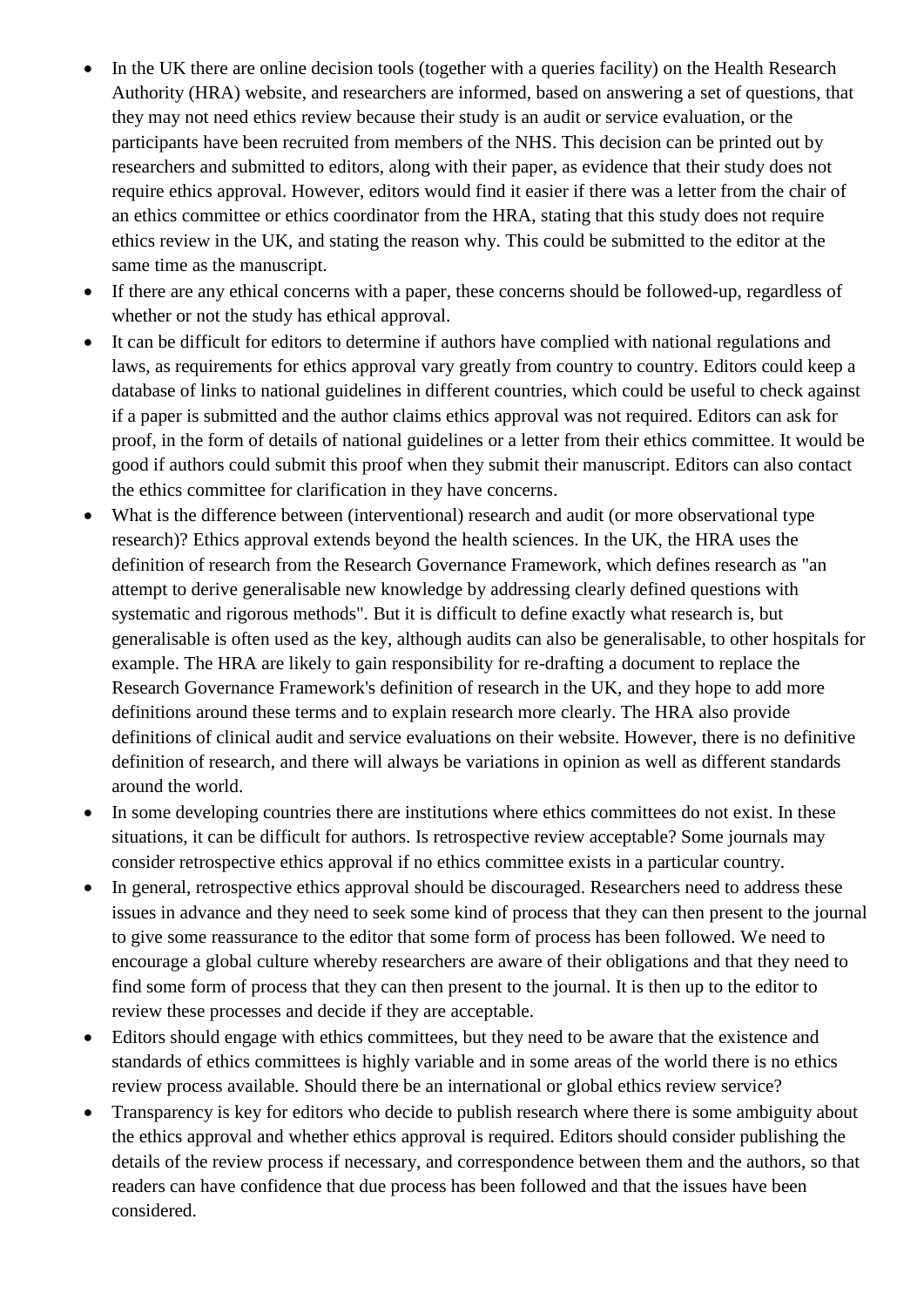- In the UK there are online decision tools (together with a queries facility) on the Health Research Authority (HRA) website, and researchers are informed, based on answering a set of questions, that they may not need ethics review because their study is an audit or service evaluation, or the participants have been recruited from members of the NHS. This decision can be printed out by researchers and submitted to editors, along with their paper, as evidence that their study does not require ethics approval. However, editors would find it easier if there was a letter from the chair of an ethics committee or ethics coordinator from the HRA, stating that this study does not require ethics review in the UK, and stating the reason why. This could be submitted to the editor at the same time as the manuscript.
- If there are any ethical concerns with a paper, these concerns should be followed-up, regardless of whether or not the study has ethical approval.
- It can be difficult for editors to determine if authors have complied with national regulations and laws, as requirements for ethics approval vary greatly from country to country. Editors could keep a database of links to national guidelines in different countries, which could be useful to check against if a paper is submitted and the author claims ethics approval was not required. Editors can ask for proof, in the form of details of national guidelines or a letter from their ethics committee. It would be good if authors could submit this proof when they submit their manuscript. Editors can also contact the ethics committee for clarification in they have concerns.
- What is the difference between (interventional) research and audit (or more observational type research)? Ethics approval extends beyond the health sciences. In the UK, the HRA uses the definition of research from the Research Governance Framework, which defines research as "an attempt to derive generalisable new knowledge by addressing clearly defined questions with systematic and rigorous methods". But it is difficult to define exactly what research is, but generalisable is often used as the key, although audits can also be generalisable, to other hospitals for example. The HRA are likely to gain responsibility for re-drafting a document to replace the Research Governance Framework's definition of research in the UK, and they hope to add more definitions around these terms and to explain research more clearly. The HRA also provide definitions of clinical audit and service evaluations on their website. However, there is no definitive definition of research, and there will always be variations in opinion as well as different standards around the world.
- In some developing countries there are institutions where ethics committees do not exist. In these situations, it can be difficult for authors. Is retrospective review acceptable? Some journals may consider retrospective ethics approval if no ethics committee exists in a particular country.
- In general, retrospective ethics approval should be discouraged. Researchers need to address these issues in advance and they need to seek some kind of process that they can then present to the journal to give some reassurance to the editor that some form of process has been followed. We need to encourage a global culture whereby researchers are aware of their obligations and that they need to find some form of process that they can then present to the journal. It is then up to the editor to review these processes and decide if they are acceptable.
- Editors should engage with ethics committees, but they need to be aware that the existence and standards of ethics committees is highly variable and in some areas of the world there is no ethics review process available. Should there be an international or global ethics review service?
- Transparency is key for editors who decide to publish research where there is some ambiguity about the ethics approval and whether ethics approval is required. Editors should consider publishing the details of the review process if necessary, and correspondence between them and the authors, so that readers can have confidence that due process has been followed and that the issues have been considered.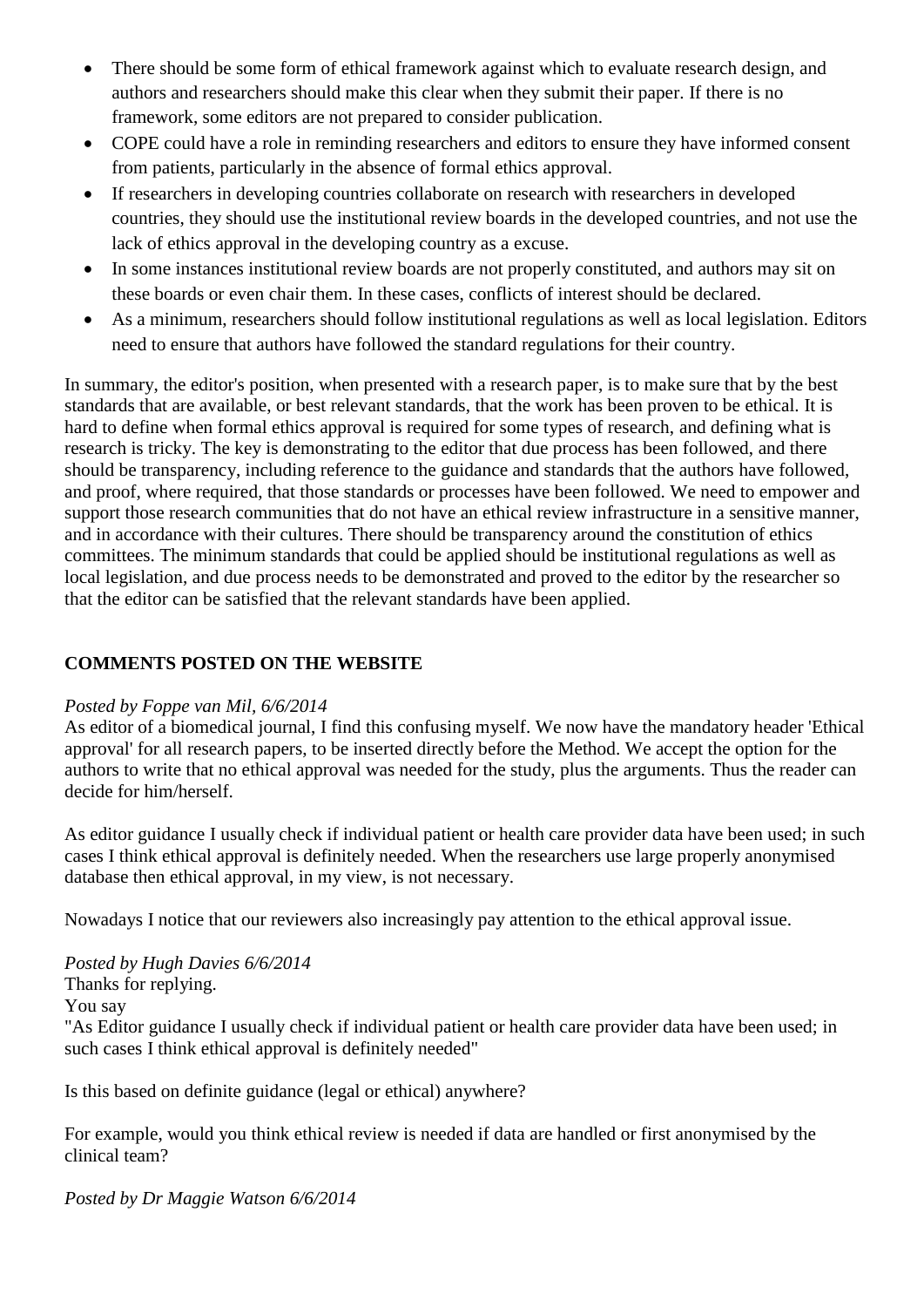- There should be some form of ethical framework against which to evaluate research design, and authors and researchers should make this clear when they submit their paper. If there is no framework, some editors are not prepared to consider publication.
- COPE could have a role in reminding researchers and editors to ensure they have informed consent from patients, particularly in the absence of formal ethics approval.
- If researchers in developing countries collaborate on research with researchers in developed countries, they should use the institutional review boards in the developed countries, and not use the lack of ethics approval in the developing country as a excuse.
- In some instances institutional review boards are not properly constituted, and authors may sit on these boards or even chair them. In these cases, conflicts of interest should be declared.
- As a minimum, researchers should follow institutional regulations as well as local legislation. Editors need to ensure that authors have followed the standard regulations for their country.

In summary, the editor's position, when presented with a research paper, is to make sure that by the best standards that are available, or best relevant standards, that the work has been proven to be ethical. It is hard to define when formal ethics approval is required for some types of research, and defining what is research is tricky. The key is demonstrating to the editor that due process has been followed, and there should be transparency, including reference to the guidance and standards that the authors have followed, and proof, where required, that those standards or processes have been followed. We need to empower and support those research communities that do not have an ethical review infrastructure in a sensitive manner, and in accordance with their cultures. There should be transparency around the constitution of ethics committees. The minimum standards that could be applied should be institutional regulations as well as local legislation, and due process needs to be demonstrated and proved to the editor by the researcher so that the editor can be satisfied that the relevant standards have been applied.

## COMMENTS POSTED ON THE WEBSITE

*Posted by Foppe van Mil, 6/6/2014*

As editor of a biomedical journal, I find this confusing myself. We now have the mandatory header 'Ethical approval' for all research papers, to be inserted directly before the Method. We accept the option for the authors to write that no ethical approval was needed for the study, plus the arguments. Thus the reader can decide for him/herself.

As editor guidance I usually check if individual patient or health care provider data have been used; in such cases I think ethical approval is definitely needed. When the researchers use large properly anonymised database then ethical approval, in my view, is not necessary.

Nowadays I notice that our reviewers also increasingly pay attention to the ethical approval issue.

*Posted by Hugh Davies 6/6/2014*

Thanks for replying.

You say

"As Editor guidance I usually check if individual patient or health care provider data have been used; in such cases I think ethical approval is definitely needed"

Is this based on definite guidance (legal or ethical) anywhere?

For example, would you think ethical review is needed if data are handled or first anonymised by the clinical team?

*Posted by Dr Maggie Watson 6/6/2014*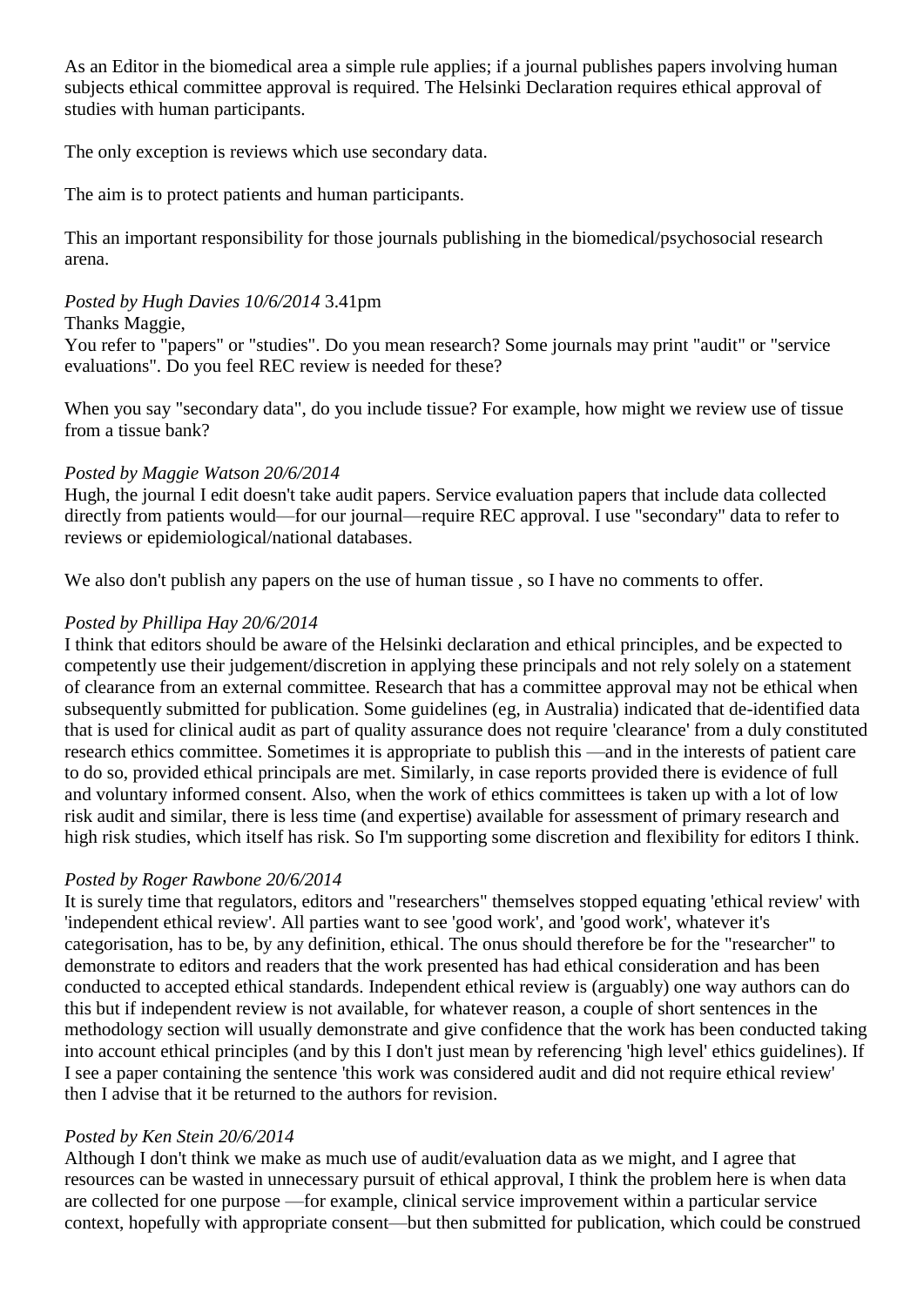As an Editor in the biomedical area a simple rule applies; if a journal publishes papers involving human subjects ethical committee approval is required. The Helsinki Declaration requires ethical approval of studies with human participants.

The only exception is reviews which use secondary data.

The aim is to protect patients and human participants.

This an important responsibility for those journals publishing in the biomedical/psychosocial research arena.

*Posted by Hugh Davies 10/6/2014* 3.41pm

Thanks Maggie,

You refer to "papers" or "studies". Do you mean research? Some journals may print "audit" or "service evaluations". Do you feel REC review is needed for these?

When you say "secondary data", do you include tissue? For example, how might we review use of tissue from a tissue bank?

*Posted by Maggie Watson 20/6/2014*

Hugh, the journal I edit doesn't take audit papers. Service evaluation papers that include data collected directly from patients would—for our journal—require REC approval. I use "secondary" data to refer to reviews or epidemiological/national databases.

We also don't publish any papers on the use of human tissue , so I have no comments to offer.

*Posted by Phillipa Hay 20/6/2014*

I think that editors should be aware of the Helsinki declaration and ethical principles, and be expected to competently use their judgement/discretion in applying these principals and not rely solely on a statement of clearance from an external committee. Research that has a committee approval may not be ethical when subsequently submitted for publication. Some guidelines (eg, in Australia) indicated that de-identified data that is used for clinical audit as part of quality assurance does not require 'clearance' from a duly constituted research ethics committee. Sometimes it is appropriate to publish this —and in the interests of patient care to do so, provided ethical principals are met. Similarly, in case reports provided there is evidence of full and voluntary informed consent. Also, when the work of ethics committees is taken up with a lot of low risk audit and similar, there is less time (and expertise) available for assessment of primary research and high risk studies, which itself has risk. So I'm supporting some discretion and flexibility for editors I think.

*Posted by Roger Rawbone 20/6/2014*

It is surely time that regulators, editors and "researchers" themselves stopped equating 'ethical review' with 'independent ethical review'. All parties want to see 'good work', and 'good work', whatever it's categorisation, has to be, by any definition, ethical. The onus should therefore be for the "researcher" to demonstrate to editors and readers that the work presented has had ethical consideration and has been conducted to accepted ethical standards. Independent ethical review is (arguably) one way authors can do this but if independent review is not available, for whatever reason, a couple of short sentences in the methodology section will usually demonstrate and give confidence that the work has been conducted taking into account ethical principles (and by this I don't just mean by referencing 'high level' ethics guidelines). If I see a paper containing the sentence 'this work was considered audit and did not require ethical review' then I advise that it be returned to the authors for revision.

*Posted by Ken Stein 20/6/2014*

Although I don't think we make as much use of audit/evaluation data as we might, and I agree that resources can be wasted in unnecessary pursuit of ethical approval, I think the problem here is when data are collected for one purpose —for example, clinical service improvement within a particular service context, hopefully with appropriate consent—but then submitted for publication, which could be construed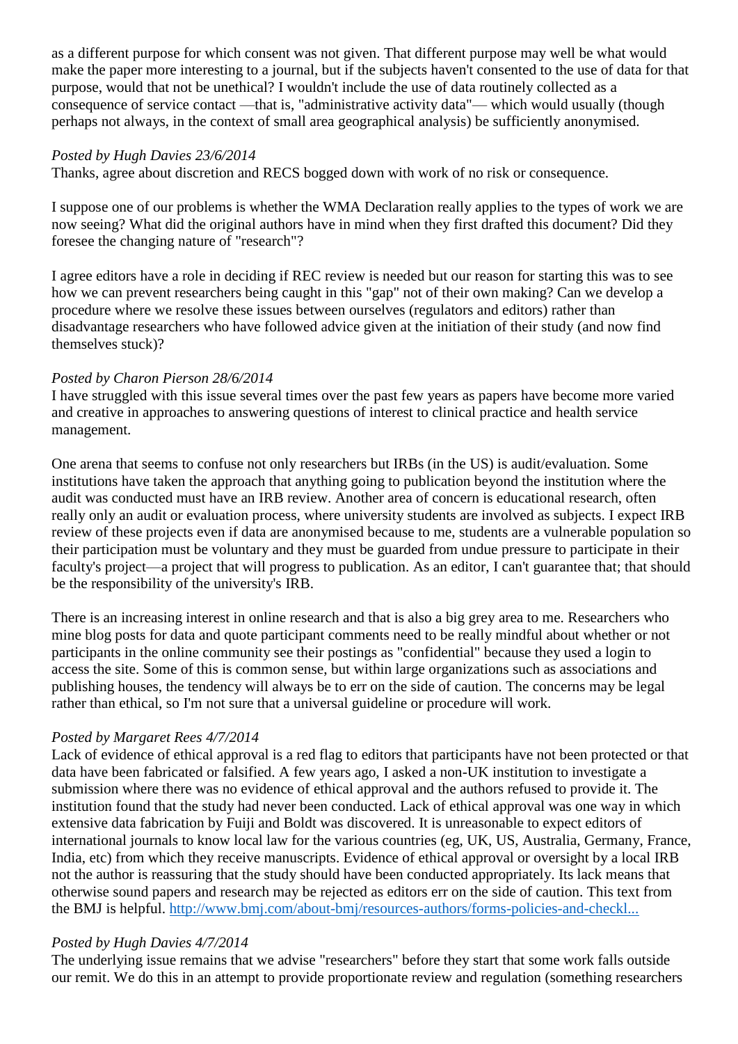as a different purpose for which consent was not given. That different purpose may well be what would make the paper more interesting to a journal, but if the subjects haven't consented to the use of data for that purpose, would that not be unethical? I wouldn't include the use of data routinely collected as a consequence of service contact —that is, "administrative activity data"— which would usually (though perhaps not always, in the context of small area geographical analysis) be sufficiently anonymised.

*Posted by Hugh Davies 23/6/2014*
Thanks, agree about discretion and RECS bogged down with work of no risk or consequence.

I suppose one of our problems is whether the WMA Declaration really applies to the types of work we are now seeing? What did the original authors have in mind when they first drafted this document? Did they foresee the changing nature of "research"?

I agree editors have a role in deciding if REC review is needed but our reason for starting this was to see how we can prevent researchers being caught in this "gap" not of their own making? Can we develop a procedure where we resolve these issues between ourselves (regulators and editors) rather than disadvantage researchers who have followed advice given at the initiation of their study (and now find themselves stuck)?

*Posted by Charon Pierson 28/6/2014*
I have struggled with this issue several times over the past few years as papers have become more varied and creative in approaches to answering questions of interest to clinical practice and health service management.

One arena that seems to confuse not only researchers but IRBs (in the US) is audit/evaluation. Some institutions have taken the approach that anything going to publication beyond the institution where the audit was conducted must have an IRB review. Another area of concern is educational research, often really only an audit or evaluation process, where university students are involved as subjects. I expect IRB review of these projects even if data are anonymised because to me, students are a vulnerable population so their participation must be voluntary and they must be guarded from undue pressure to participate in their faculty's project—a project that will progress to publication. As an editor, I can't guarantee that; that should be the responsibility of the university's IRB.

There is an increasing interest in online research and that is also a big grey area to me. Researchers who mine blog posts for data and quote participant comments need to be really mindful about whether or not participants in the online community see their postings as "confidential" because they used a login to access the site. Some of this is common sense, but within large organizations such as associations and publishing houses, the tendency will always be to err on the side of caution. The concerns may be legal rather than ethical, so I'm not sure that a universal guideline or procedure will work.

*Posted by Margaret Rees 4/7/2014*
Lack of evidence of ethical approval is a red flag to editors that participants have not been protected or that data have been fabricated or falsified. A few years ago, I asked a non-UK institution to investigate a submission where there was no evidence of ethical approval and the authors refused to provide it. The institution found that the study had never been conducted. Lack of ethical approval was one way in which extensive data fabrication by Fuiji and Boldt was discovered. It is unreasonable to expect editors of international journals to know local law for the various countries (eg, UK, US, Australia, Germany, France, India, etc) from which they receive manuscripts. Evidence of ethical approval or oversight by a local IRB not the author is reassuring that the study should have been conducted appropriately. Its lack means that otherwise sound papers and research may be rejected as editors err on the side of caution. This text from the BMJ is helpful. [http://www.bmj.com/about-bmj/resources-authors/forms-policies-and-checkl...](http://www.bmj.com/about-bmj/resources-authors/forms-policies-and-checkl...)

*Posted by Hugh Davies 4/7/2014*
The underlying issue remains that we advise "researchers" before they start that some work falls outside our remit. We do this in an attempt to provide proportionate review and regulation (something researchers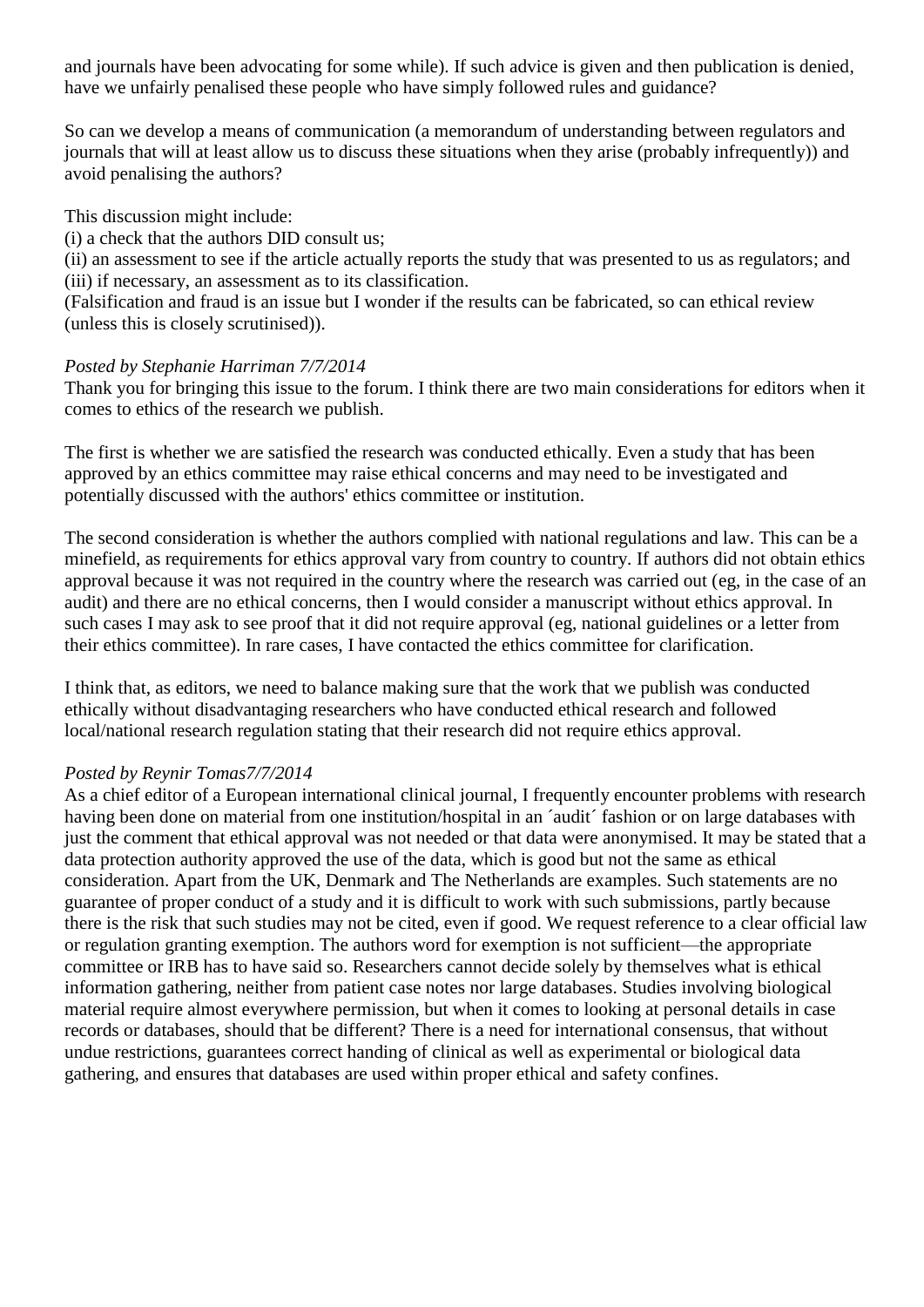and journals have been advocating for some while). If such advice is given and then publication is denied, have we unfairly penalised these people who have simply followed rules and guidance?

So can we develop a means of communication (a memorandum of understanding between regulators and journals that will at least allow us to discuss these situations when they arise (probably infrequently)) and avoid penalising the authors?

This discussion might include:
(i) a check that the authors DID consult us;
(ii) an assessment to see if the article actually reports the study that was presented to us as regulators; and
(iii) if necessary, an assessment as to its classification.
(Falsification and fraud is an issue but I wonder if the results can be fabricated, so can ethical review (unless this is closely scrutinised)).

*Posted by Stephanie Harriman 7/7/2014*
Thank you for bringing this issue to the forum. I think there are two main considerations for editors when it comes to ethics of the research we publish.

The first is whether we are satisfied the research was conducted ethically. Even a study that has been approved by an ethics committee may raise ethical concerns and may need to be investigated and potentially discussed with the authors' ethics committee or institution.

The second consideration is whether the authors complied with national regulations and law. This can be a minefield, as requirements for ethics approval vary from country to country. If authors did not obtain ethics approval because it was not required in the country where the research was carried out (eg, in the case of an audit) and there are no ethical concerns, then I would consider a manuscript without ethics approval. In such cases I may ask to see proof that it did not require approval (eg, national guidelines or a letter from their ethics committee). In rare cases, I have contacted the ethics committee for clarification.

I think that, as editors, we need to balance making sure that the work that we publish was conducted ethically without disadvantaging researchers who have conducted ethical research and followed local/national research regulation stating that their research did not require ethics approval.

*Posted by Reynir Tomas7/7/2014*
As a chief editor of a European international clinical journal, I frequently encounter problems with research having been done on material from one institution/hospital in an ´audit´ fashion or on large databases with just the comment that ethical approval was not needed or that data were anonymised. It may be stated that a data protection authority approved the use of the data, which is good but not the same as ethical consideration. Apart from the UK, Denmark and The Netherlands are examples. Such statements are no guarantee of proper conduct of a study and it is difficult to work with such submissions, partly because there is the risk that such studies may not be cited, even if good. We request reference to a clear official law or regulation granting exemption. The authors word for exemption is not sufficient—the appropriate committee or IRB has to have said so. Researchers cannot decide solely by themselves what is ethical information gathering, neither from patient case notes nor large databases. Studies involving biological material require almost everywhere permission, but when it comes to looking at personal details in case records or databases, should that be different? There is a need for international consensus, that without undue restrictions, guarantees correct handing of clinical as well as experimental or biological data gathering, and ensures that databases are used within proper ethical and safety confines.